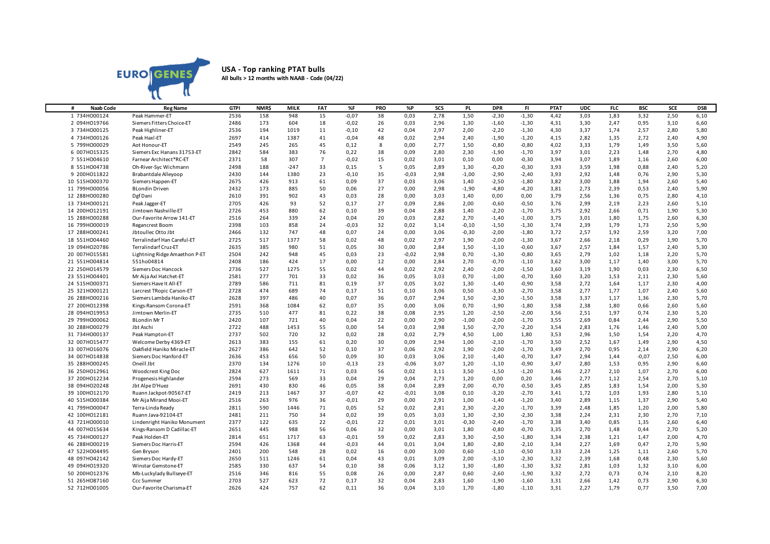EURO GENES

## USA - Top ranking PTAT bulls

**All bulls > 12 months with NAAB - Code (04/22)**

| # | Naab Code | Reg Name | GTPI | NMR$ | MILK | FAT | %F | PRO | %P | SCS | PL | DPR | FI | PTAT | UDC | FLC | BSC | SCE | DSB |
|---|---|---|---|---|---|---|---|---|---|---|---|---|---|---|---|---|---|---|---|
| 1 | 734HO00124 | Peak Hammer-ET | 2536 | 158 | 948 | 15 | -0,07 | 38 | 0,03 | 2,78 | 1,50 | -2,30 | -1,30 | 4,42 | 3,03 | 1,83 | 3,32 | 2,50 | 6,10 |
| 2 | 094HO19766 | Siemers Fitters Choice-ET | 2486 | 173 | 604 | 18 | -0,02 | 26 | 0,03 | 2,96 | 1,30 | -1,60 | -1,30 | 4,31 | 3,30 | 2,47 | 0,95 | 3,10 | 6,60 |
| 3 | 734HO00125 | Peak Highliner-ET | 2536 | 194 | 1019 | 11 | -0,10 | 42 | 0,04 | 2,97 | 2,00 | -2,20 | -1,30 | 4,30 | 3,37 | 1,74 | 2,57 | 2,80 | 5,80 |
| 4 | 734HO00126 | Peak Haxl-ET | 2697 | 414 | 1387 | 41 | -0,04 | 48 | 0,02 | 2,94 | 2,40 | -1,90 | -1,20 | 4,15 | 2,82 | 1,35 | 2,72 | 2,40 | 4,90 |
| 5 | 799HO00029 | Aot Honour-ET | 2549 | 245 | 265 | 45 | 0,12 | 8 | 0,00 | 2,77 | 1,50 | -0,80 | -0,80 | 4,02 | 3,33 | 1,79 | 1,49 | 3,50 | 5,60 |
| 6 | 007HO15325 | Siemers Exc Hanans 31753-ET | 2842 | 584 | 383 | 76 | 0,22 | 38 | 0,09 | 2,80 | 2,30 | -1,90 | -1,70 | 3,97 | 3,01 | 2,23 | 1,48 | 2,70 | 4,80 |
| 7 | 551HO04610 | Farnear Architect*RC-ET | 2371 | 58 | 307 | 7 | -0,02 | 15 | 0,02 | 3,01 | 0,10 | 0,00 | -0,30 | 3,94 | 3,07 | 1,89 | 1,16 | 2,60 | 6,00 |
| 8 | 551HO04738 | Oh-River-Syc Wichmann | 2498 | 188 | -247 | 33 | 0,15 | 5 | 0,05 | 2,89 | 1,30 | -0,20 | -0,30 | 3,93 | 3,59 | 1,98 | 0,88 | 2,40 | 5,20 |
| 9 | 200HO11822 | Brabantdale Alleyoop | 2430 | 144 | 1380 | 23 | -0,10 | 35 | -0,03 | 2,98 | -1,00 | -2,90 | -2,40 | 3,93 | 2,92 | 1,48 | 0,76 | 2,90 | 5,30 |
| 10 | 515HO00370 | Siemers Happen-ET | 2675 | 426 | 913 | 61 | 0,09 | 37 | 0,03 | 3,06 | 1,40 | -2,50 | -1,80 | 3,82 | 3,00 | 1,88 | 1,94 | 2,60 | 5,40 |
| 11 | 799HO00056 | BLondin Driven | 2432 | 173 | 885 | 50 | 0,06 | 27 | 0,00 | 2,98 | -1,90 | -4,80 | -4,20 | 3,81 | 2,73 | 2,39 | 0,53 | 2,40 | 5,90 |
| 12 | 288HO00280 | Dgf Dani | 2610 | 391 | 902 | 43 | 0,03 | 28 | 0,00 | 3,03 | 1,40 | 0,00 | 0,00 | 3,79 | 2,56 | 1,36 | 0,75 | 2,80 | 4,10 |
| 13 | 734HO00121 | Peak Jagger-ET | 2705 | 426 | 93 | 52 | 0,17 | 27 | 0,09 | 2,86 | 2,00 | -0,60 | -0,50 | 3,76 | 2,99 | 2,19 | 2,23 | 2,60 | 5,10 |
| 14 | 200HO12191 | Jimtown Nashville-ET | 2726 | 453 | 880 | 62 | 0,10 | 39 | 0,04 | 2,88 | 1,40 | -2,20 | -1,70 | 3,75 | 2,92 | 2,66 | 0,71 | 1,90 | 5,30 |
| 15 | 288HO00288 | Our-Favorite Arrow 141-ET | 2516 | 264 | 339 | 24 | 0,04 | 20 | 0,03 | 2,82 | 2,70 | -1,40 | -1,00 | 3,75 | 3,01 | 1,80 | 1,75 | 2,60 | 6,30 |
| 16 | 799HO00019 | Regancrest Boom | 2398 | 103 | 858 | 24 | -0,03 | 32 | 0,02 | 3,14 | -0,10 | -1,50 | -1,30 | 3,74 | 2,39 | 1,79 | 1,73 | 2,50 | 5,90 |
| 17 | 288HO00241 | Jbtoullec Otto Jbt | 2466 | 132 | 747 | 48 | 0,07 | 24 | 0,00 | 3,06 | -0,30 | -2,00 | -1,80 | 3,72 | 2,57 | 1,92 | 2,59 | 3,20 | 7,00 |
| 18 | 551HO04460 | Terralindarf Han Careful-ET | 2725 | 517 | 1377 | 58 | 0,02 | 48 | 0,02 | 2,97 | 1,90 | -2,00 | -1,30 | 3,67 | 2,66 | 2,18 | 0,29 | 1,90 | 5,70 |
| 19 | 094HO20786 | Terralindarf Cruz-ET | 2635 | 385 | 980 | 51 | 0,05 | 30 | 0,00 | 2,84 | 1,50 | -1,10 | -0,60 | 3,67 | 2,57 | 1,84 | 1,57 | 2,40 | 5,30 |
| 20 | 007HO15581 | Lightning Ridge Amaethon P-ET | 2504 | 242 | 948 | 45 | 0,03 | 23 | -0,02 | 2,98 | 0,70 | -1,30 | -0,80 | 3,65 | 2,79 | 1,02 | 1,18 | 2,20 | 5,70 |
| 21 | 551HO04814 | 551ho04814 | 2408 | 186 | 424 | 17 | 0,00 | 12 | 0,00 | 2,84 | 2,70 | -0,70 | -1,10 | 3,62 | 3,00 | 1,17 | 1,40 | 3,00 | 5,70 |
| 22 | 250HO14579 | Siemers Doc Hancock | 2736 | 527 | 1275 | 55 | 0,02 | 44 | 0,02 | 2,92 | 2,40 | -2,00 | -1,50 | 3,60 | 3,19 | 1,90 | 0,03 | 2,30 | 6,50 |
| 23 | 551HO04401 | Mr Aija Axl Hatchet-ET | 2581 | 277 | 701 | 33 | 0,02 | 36 | 0,05 | 3,03 | 0,70 | -1,00 | -0,70 | 3,60 | 3,20 | 1,53 | 2,11 | 2,30 | 5,60 |
| 24 | 515HO00371 | Siemers Have It All-ET | 2789 | 586 | 711 | 81 | 0,19 | 37 | 0,05 | 3,02 | 1,30 | -1,40 | -0,90 | 3,58 | 2,72 | 1,64 | 1,17 | 2,30 | 4,00 |
| 25 | 321HO00121 | Larcrest TRopic Carson-ET | 2728 | 474 | 689 | 74 | 0,17 | 51 | 0,10 | 3,06 | 0,50 | -3,30 | -2,70 | 3,58 | 2,77 | 1,77 | 1,07 | 2,40 | 5,60 |
| 26 | 288HO00216 | Siemers Lambda Haniko-ET | 2628 | 397 | 486 | 40 | 0,07 | 36 | 0,07 | 2,94 | 1,50 | -2,30 | -1,50 | 3,58 | 3,37 | 1,17 | 1,36 | 2,30 | 5,70 |
| 27 | 200HO12398 | Kings-Ransom Corona-ET | 2591 | 368 | 1084 | 62 | 0,07 | 35 | 0,00 | 3,06 | 0,70 | -1,90 | -1,80 | 3,58 | 2,38 | 1,80 | 0,66 | 2,60 | 5,60 |
| 28 | 094HO19953 | Jimtown Merlin-ET | 2735 | 510 | 477 | 81 | 0,22 | 38 | 0,08 | 2,95 | 1,20 | -2,50 | -2,00 | 3,56 | 2,51 | 1,97 | 0,74 | 2,30 | 5,20 |
| 29 | 799HO00062 | BLondin Mr T | 2420 | 107 | 721 | 40 | 0,04 | 22 | 0,00 | 2,90 | -1,00 | -2,00 | -1,70 | 3,55 | 2,69 | 0,84 | 2,44 | 2,90 | 5,50 |
| 30 | 288HO00279 | Jbt Aschi | 2722 | 488 | 1453 | 55 | 0,00 | 54 | 0,03 | 2,98 | 1,50 | -2,70 | -2,20 | 3,54 | 2,83 | 1,76 | 1,46 | 2,40 | 5,00 |
| 31 | 734HO00137 | Peak Hampton-ET | 2737 | 502 | 720 | 32 | 0,02 | 28 | 0,02 | 2,79 | 4,50 | 1,00 | 1,80 | 3,53 | 2,96 | 1,50 | 1,54 | 2,20 | 4,70 |
| 32 | 007HO15477 | Welcome Derby 4369-ET | 2613 | 383 | 155 | 61 | 0,20 | 30 | 0,09 | 2,94 | 1,00 | -2,10 | -1,70 | 3,50 | 2,52 | 1,67 | 1,49 | 2,90 | 4,50 |
| 33 | 007HO16076 | Oakfield Haniko Miracle-ET | 2627 | 386 | 642 | 52 | 0,10 | 37 | 0,06 | 2,92 | 1,90 | -2,00 | -1,70 | 3,49 | 2,70 | 0,95 | 2,14 | 2,90 | 6,20 |
| 34 | 007HO14838 | Siemers Doc Hanford-ET | 2636 | 453 | 656 | 50 | 0,09 | 30 | 0,03 | 3,06 | 2,10 | -1,40 | -0,70 | 3,47 | 2,94 | 1,44 | -0,07 | 2,50 | 6,00 |
| 35 | 288HO00245 | Oneill Jbt | 2370 | 134 | 1276 | 10 | -0,13 | 23 | -0,06 | 3,07 | 1,20 | -1,10 | -0,90 | 3,47 | 2,80 | 1,53 | 0,95 | 2,90 | 6,60 |
| 36 | 250HO12961 | Woodcrest King Doc | 2824 | 627 | 1611 | 71 | 0,03 | 56 | 0,02 | 3,11 | 3,50 | -1,50 | -1,20 | 3,46 | 2,27 | 2,10 | 1,07 | 2,70 | 6,00 |
| 37 | 200HO12234 | Progenesis Highlander | 2594 | 273 | 569 | 33 | 0,04 | 29 | 0,04 | 2,73 | 1,20 | 0,00 | 0,20 | 3,46 | 2,77 | 1,12 | 2,54 | 2,70 | 5,10 |
| 38 | 094HO20248 | Jbt Alpe D'Huez | 2691 | 430 | 830 | 46 | 0,05 | 38 | 0,04 | 2,89 | 2,00 | -0,70 | -0,50 | 3,45 | 2,85 | 1,83 | 1,54 | 2,00 | 5,30 |
| 39 | 100HO12170 | Ruann Jackpot-90567-ET | 2419 | 213 | 1467 | 37 | -0,07 | 42 | -0,01 | 3,08 | 0,10 | -3,20 | -2,70 | 3,41 | 1,72 | 1,03 | 1,93 | 2,80 | 5,10 |
| 40 | 515HO00384 | Mr Aija Mirand Mooi-ET | 2516 | 263 | 976 | 36 | -0,01 | 29 | 0,00 | 2,91 | 1,00 | -1,40 | -1,20 | 3,40 | 2,89 | 1,15 | 1,37 | 2,90 | 5,40 |
| 41 | 799HO00047 | Terra-Linda Ready | 2811 | 590 | 1446 | 71 | 0,05 | 52 | 0,02 | 2,81 | 2,30 | -2,20 | -1,70 | 3,39 | 2,48 | 1,85 | 1,20 | 2,00 | 5,80 |
| 42 | 100HO12181 | Ruann Java-92104-ET | 2481 | 211 | 750 | 34 | 0,02 | 39 | 0,05 | 3,03 | 1,30 | -2,30 | -2,30 | 3,38 | 2,24 | 2,31 | 2,30 | 2,70 | 7,10 |
| 43 | 721HO00010 | Lindenright Haniko Monument | 2377 | 122 | 635 | 22 | -0,01 | 22 | 0,01 | 3,01 | -0,30 | -2,40 | -1,70 | 3,38 | 3,40 | 0,85 | 1,35 | 2,60 | 6,40 |
| 44 | 007HO15634 | Kings-Ransom D Cadillac-ET | 2651 | 445 | 988 | 56 | 0,06 | 32 | 0,00 | 3,01 | 1,80 | -0,80 | -0,70 | 3,35 | 2,70 | 1,48 | 0,44 | 2,70 | 5,20 |
| 45 | 734HO00127 | Peak Holden-ET | 2814 | 651 | 1717 | 63 | -0,01 | 59 | 0,02 | 2,83 | 3,30 | -2,50 | -1,80 | 3,34 | 2,38 | 1,21 | 1,47 | 2,00 | 4,70 |
| 46 | 288HO00219 | Siemers Doc Harris-ET | 2594 | 426 | 1368 | 44 | -0,03 | 44 | 0,01 | 3,04 | 1,80 | -2,80 | -2,10 | 3,34 | 2,27 | 1,69 | 0,47 | 2,70 | 5,90 |
| 47 | 522HO04495 | Gen Bryson | 2401 | 200 | 548 | 28 | 0,02 | 16 | 0,00 | 3,00 | 0,60 | -1,10 | -0,50 | 3,33 | 2,24 | 1,25 | 1,11 | 2,60 | 5,70 |
| 48 | 097HO42142 | Siemers Doc Hardy-ET | 2650 | 511 | 1246 | 61 | 0,04 | 43 | 0,01 | 3,09 | 2,00 | -3,10 | -2,30 | 3,32 | 2,39 | 1,68 | 0,48 | 2,30 | 5,60 |
| 49 | 094HO19320 | Winstar Gemstone-ET | 2585 | 330 | 637 | 54 | 0,10 | 38 | 0,06 | 3,12 | 1,30 | -1,80 | -1,30 | 3,32 | 2,81 | 1,03 | 1,32 | 3,10 | 6,00 |
| 50 | 200HO12376 | Mb-Luckylady Bullseye-ET | 2516 | 346 | 816 | 55 | 0,08 | 26 | 0,00 | 2,87 | 0,60 | -2,60 | -1,90 | 3,32 | 2,72 | 0,73 | 0,74 | 2,10 | 8,20 |
| 51 | 265HO87160 | Ccc Summer | 2703 | 527 | 623 | 72 | 0,17 | 32 | 0,04 | 2,83 | 1,60 | -1,90 | -1,60 | 3,31 | 2,66 | 1,42 | 0,73 | 2,90 | 6,30 |
| 52 | 712HO01005 | Our-Favorite Charisma-ET | 2626 | 424 | 757 | 62 | 0,11 | 36 | 0,04 | 3,10 | 1,70 | -1,80 | -1,10 | 3,31 | 2,27 | 1,79 | 0,77 | 3,50 | 7,00 |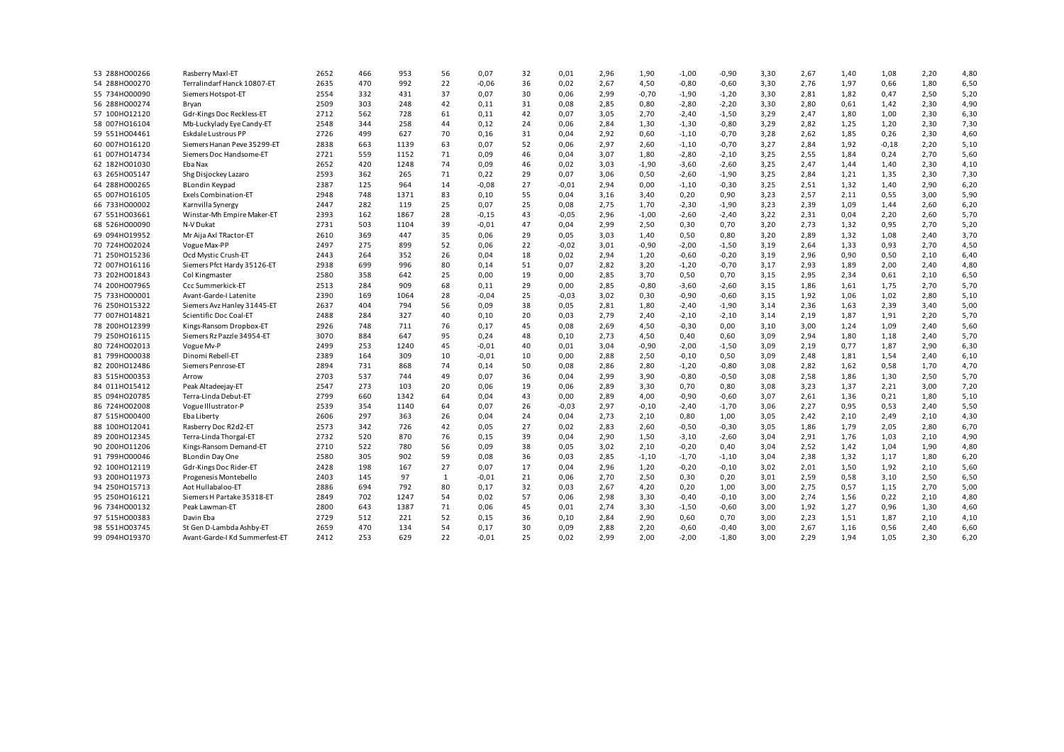| | | | | | | | | | | | | | | | | | | | |
|---|---|---|---|---|---|---|---|---|---|---|---|---|---|---|---|---|---|---|---|
| 53 | 288HO00266 | Rasberry Maxl-ET | 2652 | 466 | 953 | 56 | 0,07 | 32 | 0,01 | 2,96 | 1,90 | -1,00 | -0,90 | 3,30 | 2,67 | 1,40 | 1,08 | 2,20 | 4,80 |
| 54 | 288HO00270 | Terralindarf Hanck 10807-ET | 2635 | 470 | 992 | 22 | -0,06 | 36 | 0,02 | 2,67 | 4,50 | -0,80 | -0,60 | 3,30 | 2,76 | 1,97 | 0,66 | 1,80 | 6,50 |
| 55 | 734HO00090 | Siemers Hotspot-ET | 2554 | 332 | 431 | 37 | 0,07 | 30 | 0,06 | 2,99 | -0,70 | -1,90 | -1,20 | 3,30 | 2,81 | 1,82 | 0,47 | 2,50 | 5,20 |
| 56 | 288HO00274 | Bryan | 2509 | 303 | 248 | 42 | 0,11 | 31 | 0,08 | 2,85 | 0,80 | -2,80 | -2,20 | 3,30 | 2,80 | 0,61 | 1,42 | 2,30 | 4,90 |
| 57 | 100HO12120 | Gdr-Kings Doc Reckless-ET | 2712 | 562 | 728 | 61 | 0,11 | 42 | 0,07 | 3,05 | 2,70 | -2,40 | -1,50 | 3,29 | 2,47 | 1,80 | 1,00 | 2,30 | 6,30 |
| 58 | 007HO16104 | Mb-Luckylady Eye Candy-ET | 2548 | 344 | 258 | 44 | 0,12 | 24 | 0,06 | 2,84 | 1,30 | -1,30 | -0,80 | 3,29 | 2,82 | 1,25 | 1,20 | 2,30 | 7,30 |
| 59 | 551HO04461 | Eskdale Lustrous PP | 2726 | 499 | 627 | 70 | 0,16 | 31 | 0,04 | 2,92 | 0,60 | -1,10 | -0,70 | 3,28 | 2,62 | 1,85 | 0,26 | 2,30 | 4,60 |
| 60 | 007HO16120 | Siemers Hanan Peve 35299-ET | 2838 | 663 | 1139 | 63 | 0,07 | 52 | 0,06 | 2,97 | 2,60 | -1,10 | -0,70 | 3,27 | 2,84 | 1,92 | -0,18 | 2,20 | 5,10 |
| 61 | 007HO14734 | Siemers Doc Handsome-ET | 2721 | 559 | 1152 | 71 | 0,09 | 46 | 0,04 | 3,07 | 1,80 | -2,80 | -2,10 | 3,25 | 2,55 | 1,84 | 0,24 | 2,70 | 5,60 |
| 62 | 182HO01030 | Eba Nax | 2652 | 420 | 1248 | 74 | 0,09 | 46 | 0,02 | 3,03 | -1,90 | -3,60 | -2,60 | 3,25 | 2,47 | 1,44 | 1,40 | 2,30 | 4,10 |
| 63 | 265HO05147 | Shg Disjockey Lazaro | 2593 | 362 | 265 | 71 | 0,22 | 29 | 0,07 | 3,06 | 0,50 | -2,60 | -1,90 | 3,25 | 2,84 | 1,21 | 1,35 | 2,30 | 7,30 |
| 64 | 288HO00265 | BLondin Keypad | 2387 | 125 | 964 | 14 | -0,08 | 27 | -0,01 | 2,94 | 0,00 | -1,10 | -0,30 | 3,25 | 2,51 | 1,32 | 1,40 | 2,90 | 6,20 |
| 65 | 007HO16105 | Exels Combination-ET | 2948 | 748 | 1371 | 83 | 0,10 | 55 | 0,04 | 3,16 | 3,40 | 0,20 | 0,90 | 3,23 | 2,57 | 2,11 | 0,55 | 3,00 | 5,90 |
| 66 | 733HO00002 | Karnvilla Synergy | 2447 | 282 | 119 | 25 | 0,07 | 25 | 0,08 | 2,75 | 1,70 | -2,30 | -1,90 | 3,23 | 2,39 | 1,09 | 1,44 | 2,60 | 6,20 |
| 67 | 551HO03661 | Winstar-Mh Empire Maker-ET | 2393 | 162 | 1867 | 28 | -0,15 | 43 | -0,05 | 2,96 | -1,00 | -2,60 | -2,40 | 3,22 | 2,31 | 0,04 | 2,20 | 2,60 | 5,70 |
| 68 | 526HO00090 | N-V Dukat | 2731 | 503 | 1104 | 39 | -0,01 | 47 | 0,04 | 2,99 | 2,50 | 0,30 | 0,70 | 3,20 | 2,73 | 1,32 | 0,95 | 2,70 | 5,20 |
| 69 | 094HO19952 | Mr Aija Axl TRactor-ET | 2610 | 369 | 447 | 35 | 0,06 | 29 | 0,05 | 3,03 | 1,40 | 0,50 | 0,80 | 3,20 | 2,89 | 1,32 | 1,08 | 2,40 | 3,70 |
| 70 | 724HO02024 | Vogue Max-PP | 2497 | 275 | 899 | 52 | 0,06 | 22 | -0,02 | 3,01 | -0,90 | -2,00 | -1,50 | 3,19 | 2,64 | 1,33 | 0,93 | 2,70 | 4,50 |
| 71 | 250HO15236 | Ocd Mystic Crush-ET | 2443 | 264 | 352 | 26 | 0,04 | 18 | 0,02 | 2,94 | 1,20 | -0,60 | -0,20 | 3,19 | 2,96 | 0,90 | 0,50 | 2,10 | 6,40 |
| 72 | 007HO16116 | Siemers Pfct Hardy 35126-ET | 2938 | 699 | 996 | 80 | 0,14 | 51 | 0,07 | 2,82 | 3,20 | -1,20 | -0,70 | 3,17 | 2,93 | 1,89 | 2,00 | 2,40 | 4,80 |
| 73 | 202HO01843 | Col Kingmaster | 2580 | 358 | 642 | 25 | 0,00 | 19 | 0,00 | 2,85 | 3,70 | 0,50 | 0,70 | 3,15 | 2,95 | 2,34 | 0,61 | 2,10 | 6,50 |
| 74 | 200HO07965 | Ccc Summerkick-ET | 2513 | 284 | 909 | 68 | 0,11 | 29 | 0,00 | 2,85 | -0,80 | -3,60 | -2,60 | 3,15 | 1,86 | 1,61 | 1,75 | 2,70 | 5,70 |
| 75 | 733HO00001 | Avant-Garde-I Latenite | 2390 | 169 | 1064 | 28 | -0,04 | 25 | -0,03 | 3,02 | 0,30 | -0,90 | -0,60 | 3,15 | 1,92 | 1,06 | 1,02 | 2,80 | 5,10 |
| 76 | 250HO15322 | Siemers Avz Hanley 31445-ET | 2637 | 404 | 794 | 56 | 0,09 | 38 | 0,05 | 2,81 | 1,80 | -2,40 | -1,90 | 3,14 | 2,36 | 1,63 | 2,39 | 3,40 | 5,00 |
| 77 | 007HO14821 | Scientific Doc Coal-ET | 2488 | 284 | 327 | 40 | 0,10 | 20 | 0,03 | 2,79 | 2,40 | -2,10 | -2,10 | 3,14 | 2,19 | 1,87 | 1,91 | 2,20 | 5,70 |
| 78 | 200HO12399 | Kings-Ransom Dropbox-ET | 2926 | 748 | 711 | 76 | 0,17 | 45 | 0,08 | 2,69 | 4,50 | -0,30 | 0,00 | 3,10 | 3,00 | 1,24 | 1,09 | 2,40 | 5,60 |
| 79 | 250HO16115 | Siemers Rz Pazzle 34954-ET | 3070 | 884 | 647 | 95 | 0,24 | 48 | 0,10 | 2,73 | 4,50 | 0,40 | 0,60 | 3,09 | 2,94 | 1,80 | 1,18 | 2,40 | 5,70 |
| 80 | 724HO02013 | Vogue Mv-P | 2499 | 253 | 1240 | 45 | -0,01 | 40 | 0,01 | 3,04 | -0,90 | -2,00 | -1,50 | 3,09 | 2,19 | 0,77 | 1,87 | 2,90 | 6,30 |
| 81 | 799HO00038 | Dinomi Rebell-ET | 2389 | 164 | 309 | 10 | -0,01 | 10 | 0,00 | 2,88 | 2,50 | -0,10 | 0,50 | 3,09 | 2,48 | 1,81 | 1,54 | 2,40 | 6,10 |
| 82 | 200HO12486 | Siemers Penrose-ET | 2894 | 731 | 868 | 74 | 0,14 | 50 | 0,08 | 2,86 | 2,80 | -1,20 | -0,80 | 3,08 | 2,82 | 1,62 | 0,58 | 1,70 | 4,70 |
| 83 | 515HO00353 | Arrow | 2703 | 537 | 744 | 49 | 0,07 | 36 | 0,04 | 2,99 | 3,90 | -0,80 | -0,50 | 3,08 | 2,58 | 1,86 | 1,30 | 2,50 | 5,70 |
| 84 | 011HO15412 | Peak Altadeejay-ET | 2547 | 273 | 103 | 20 | 0,06 | 19 | 0,06 | 2,89 | 3,30 | 0,70 | 0,80 | 3,08 | 3,23 | 1,37 | 2,21 | 3,00 | 7,20 |
| 85 | 094HO20785 | Terra-Linda Debut-ET | 2799 | 660 | 1342 | 64 | 0,04 | 43 | 0,00 | 2,89 | 4,00 | -0,90 | -0,60 | 3,07 | 2,61 | 1,36 | 0,21 | 1,80 | 5,10 |
| 86 | 724HO02008 | Vogue Illustrator-P | 2539 | 354 | 1140 | 64 | 0,07 | 26 | -0,03 | 2,97 | -0,10 | -2,40 | -1,70 | 3,06 | 2,27 | 0,95 | 0,53 | 2,40 | 5,50 |
| 87 | 515HO00400 | Eba Liberty | 2606 | 297 | 363 | 26 | 0,04 | 24 | 0,04 | 2,73 | 2,10 | 0,80 | 1,00 | 3,05 | 2,42 | 2,10 | 2,49 | 2,10 | 4,30 |
| 88 | 100HO12041 | Rasberry Doc R2d2-ET | 2573 | 342 | 726 | 42 | 0,05 | 27 | 0,02 | 2,83 | 2,60 | -0,50 | -0,30 | 3,05 | 1,86 | 1,79 | 2,05 | 2,80 | 6,70 |
| 89 | 200HO12345 | Terra-Linda Thorgal-ET | 2732 | 520 | 870 | 76 | 0,15 | 39 | 0,04 | 2,90 | 1,50 | -3,10 | -2,60 | 3,04 | 2,91 | 1,76 | 1,03 | 2,10 | 4,90 |
| 90 | 200HO11206 | Kings-Ransom Demand-ET | 2710 | 522 | 780 | 56 | 0,09 | 38 | 0,05 | 3,02 | 2,10 | -0,20 | 0,40 | 3,04 | 2,52 | 1,42 | 1,04 | 1,90 | 4,80 |
| 91 | 799HO00046 | BLondin Day One | 2580 | 305 | 902 | 59 | 0,08 | 36 | 0,03 | 2,85 | -1,10 | -1,70 | -1,10 | 3,04 | 2,38 | 1,32 | 1,17 | 1,80 | 6,20 |
| 92 | 100HO12119 | Gdr-Kings Doc Rider-ET | 2428 | 198 | 167 | 27 | 0,07 | 17 | 0,04 | 2,96 | 1,20 | -0,20 | -0,10 | 3,02 | 2,01 | 1,50 | 1,92 | 2,10 | 5,60 |
| 93 | 200HO11973 | Progenesis Montebello | 2403 | 145 | 97 | 1 | -0,01 | 21 | 0,06 | 2,70 | 2,50 | 0,30 | 0,20 | 3,01 | 2,59 | 0,58 | 3,10 | 2,50 | 6,50 |
| 94 | 250HO15713 | Aot Hullabaloo-ET | 2886 | 694 | 792 | 80 | 0,17 | 32 | 0,03 | 2,67 | 4,20 | 0,20 | 1,00 | 3,00 | 2,75 | 0,57 | 1,15 | 2,70 | 5,00 |
| 95 | 250HO16121 | Siemers H Partake 35318-ET | 2849 | 702 | 1247 | 54 | 0,02 | 57 | 0,06 | 2,98 | 3,30 | -0,40 | -0,10 | 3,00 | 2,74 | 1,56 | 0,22 | 2,10 | 4,80 |
| 96 | 734HO00132 | Peak Lawman-ET | 2800 | 643 | 1387 | 71 | 0,06 | 45 | 0,01 | 2,74 | 3,30 | -1,50 | -0,60 | 3,00 | 1,92 | 1,27 | 0,96 | 1,30 | 4,60 |
| 97 | 515HO00383 | Davin Eba | 2729 | 512 | 221 | 52 | 0,15 | 36 | 0,10 | 2,84 | 2,90 | 0,60 | 0,70 | 3,00 | 2,23 | 1,51 | 1,87 | 2,10 | 4,10 |
| 98 | 551HO03745 | St Gen D-Lambda Ashby-ET | 2659 | 470 | 134 | 54 | 0,17 | 30 | 0,09 | 2,88 | 2,20 | -0,60 | -0,40 | 3,00 | 2,67 | 1,16 | 0,56 | 2,40 | 6,60 |
| 99 | 094HO19370 | Avant-Garde-I Kd Summerfest-ET | 2412 | 253 | 629 | 22 | -0,01 | 25 | 0,02 | 2,99 | 2,00 | -2,00 | -1,80 | 3,00 | 2,29 | 1,94 | 1,05 | 2,30 | 6,20 |